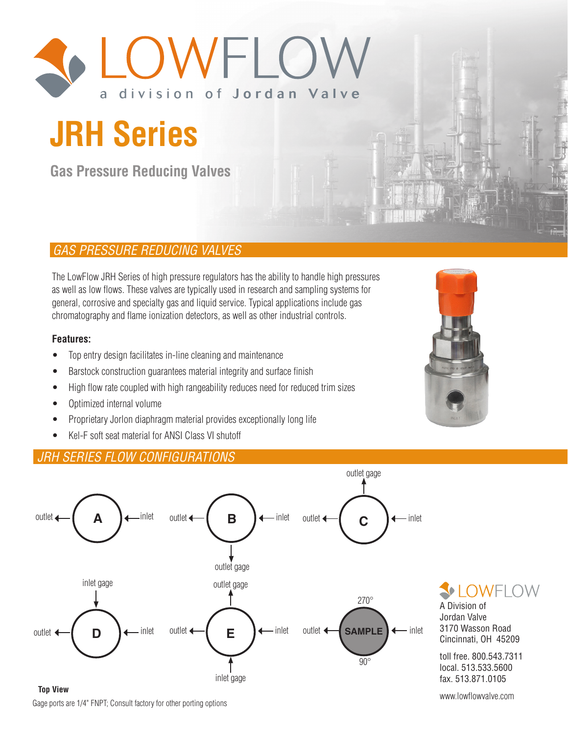# LOWFLOW

a division of Jordan Valve

# JRH Series

## Gas Pressure Reducing Valves

## GAS PRESSURE REDUCING VALVES

The LowFlow JRH Series of high pressure regulators has the ability to handle high pressures as well as low flows. These valves are typically used in research and sampling systems for general, corrosive and specialty gas and liquid service. Typical applications include gas chromatography and flame ionization detectors, as well as other industrial controls.

**Features:**

- Top entry design facilitates in-line cleaning and maintenance
- Barstock construction guarantees material integrity and surface finish
- High flow rate coupled with high rangeability reduces need for reduced trim sizes
- Optimized internal volume
- Proprietary Jorlon diaphragm material provides exceptionally long life
- Kel-F soft seat material for ANSI Class VI shutoff

## JRH SERIES FLOW CONFIGURATIONS

- **A**: outlet ← A ← inlet
- **B**: outlet ← B ← inlet; outlet gage (bottom)
- **C**: outlet ← C ← inlet; outlet gage (top)
- **D**: outlet ← D ← inlet; inlet gage (top)
- **E**: outlet ← E ← inlet; outlet gage (top); inlet gage (bottom)
- **SAMPLE**: outlet ← SAMPLE ← inlet; 270° (top); 90° (bottom)

**Top View**

Gage ports are 1/4" FNPT; Consult factory for other porting options

LOWFLOW
A Division of
Jordan Valve
3170 Wasson Road
Cincinnati, OH 45209

toll free. 800.543.7311
local. 513.533.5600
fax. 513.871.0105

www.lowflowvalve.com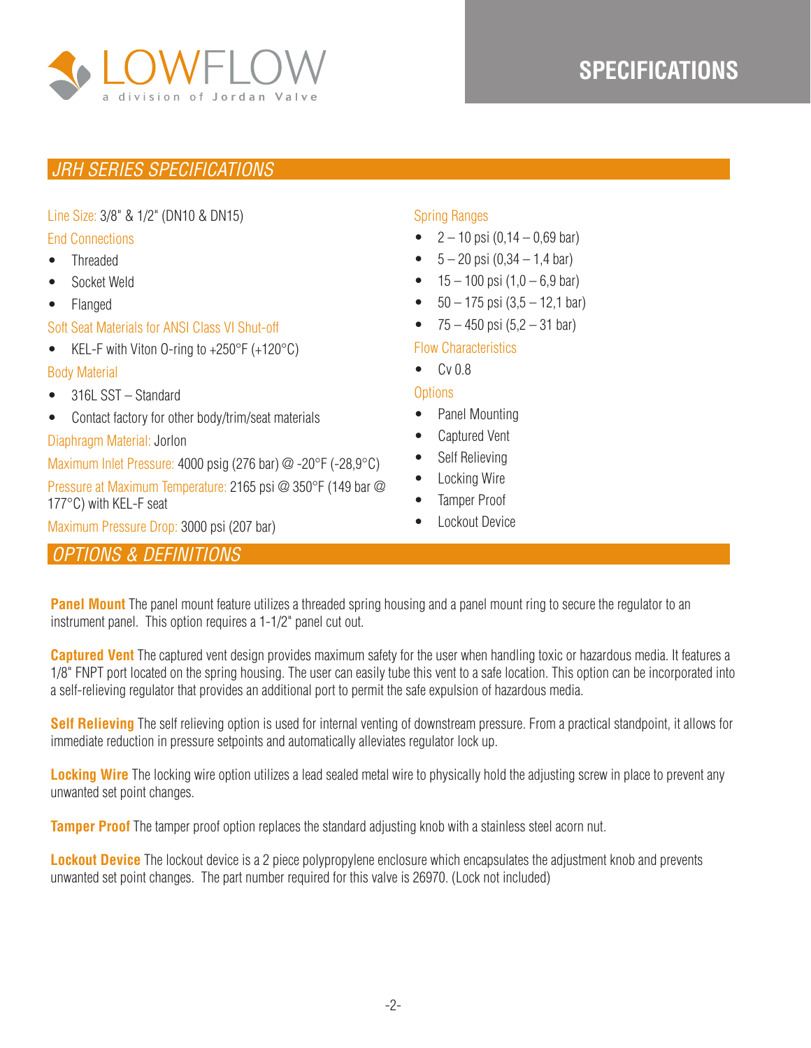# SPECIFICATIONS

## *JRH SERIES SPECIFICATIONS*

Line Size: 3/8" & 1/2" (DN10 & DN15)

End Connections

- Threaded
- Socket Weld
- Flanged

Soft Seat Materials for ANSI Class VI Shut-off

- KEL-F with Viton O-ring to +250°F (+120°C)

Body Material

- 316L SST – Standard
- Contact factory for other body/trim/seat materials

Diaphragm Material: Jorlon

Maximum Inlet Pressure: 4000 psig (276 bar) @ -20°F (-28,9°C)

Pressure at Maximum Temperature: 2165 psi @ 350°F (149 bar @ 177°C) with KEL-F seat

Maximum Pressure Drop: 3000 psi (207 bar)

Spring Ranges

- 2 – 10 psi (0,14 – 0,69 bar)
- 5 – 20 psi (0,34 – 1,4 bar)
- 15 – 100 psi (1,0 – 6,9 bar)
- 50 – 175 psi (3,5 – 12,1 bar)
- 75 – 450 psi (5,2 – 31 bar)

Flow Characteristics

- Cv 0.8

Options

- Panel Mounting
- Captured Vent
- Self Relieving
- Locking Wire
- Tamper Proof
- Lockout Device

## *OPTIONS & DEFINITIONS*

**Panel Mount** The panel mount feature utilizes a threaded spring housing and a panel mount ring to secure the regulator to an instrument panel. This option requires a 1-1/2" panel cut out.

**Captured Vent** The captured vent design provides maximum safety for the user when handling toxic or hazardous media. It features a 1/8" FNPT port located on the spring housing. The user can easily tube this vent to a safe location. This option can be incorporated into a self-relieving regulator that provides an additional port to permit the safe expulsion of hazardous media.

**Self Relieving** The self relieving option is used for internal venting of downstream pressure. From a practical standpoint, it allows for immediate reduction in pressure setpoints and automatically alleviates regulator lock up.

**Locking Wire** The locking wire option utilizes a lead sealed metal wire to physically hold the adjusting screw in place to prevent any unwanted set point changes.

**Tamper Proof** The tamper proof option replaces the standard adjusting knob with a stainless steel acorn nut.

**Lockout Device** The lockout device is a 2 piece polypropylene enclosure which encapsulates the adjustment knob and prevents unwanted set point changes. The part number required for this valve is 26970. (Lock not included)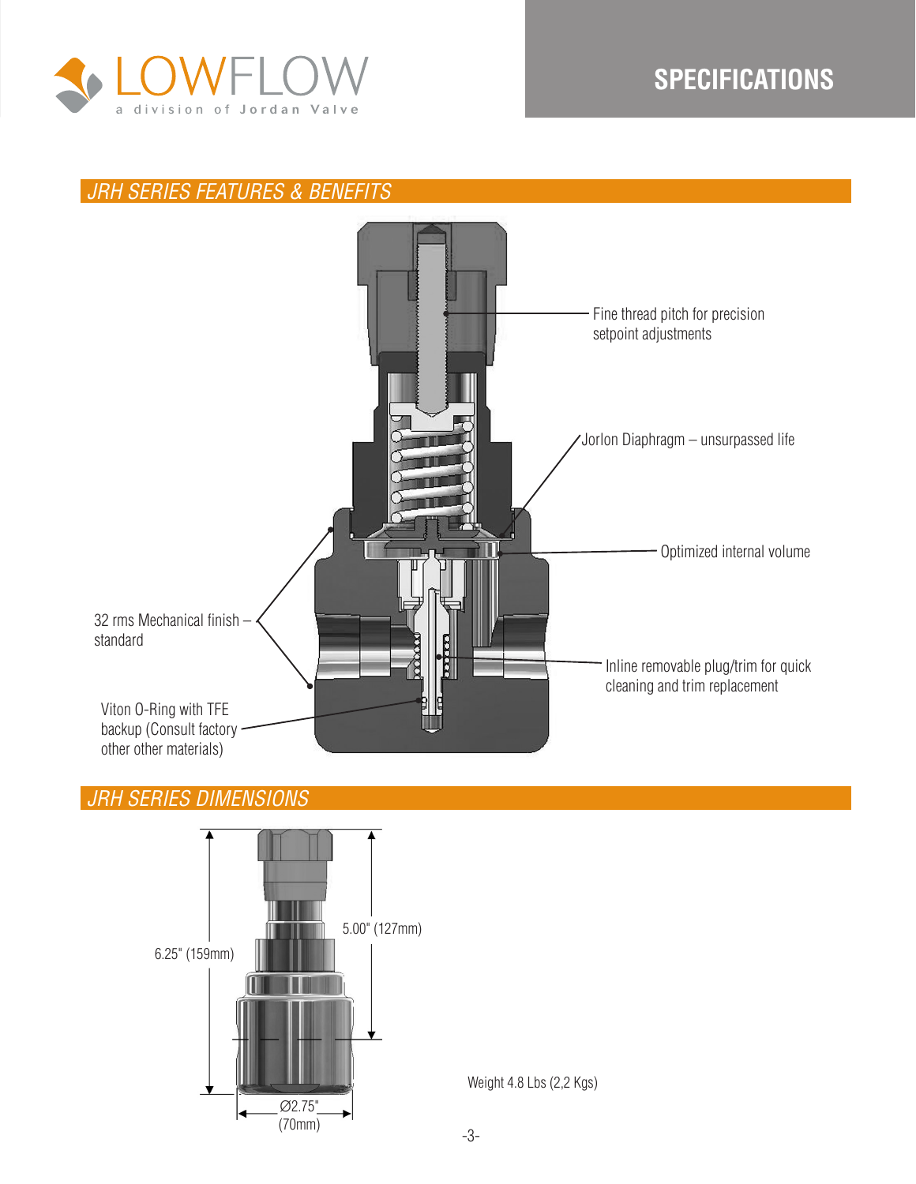# SPECIFICATIONS

## JRH SERIES FEATURES & BENEFITS

Fine thread pitch for precision setpoint adjustments

Jorlon Diaphragm – unsurpassed life

Optimized internal volume

32 rms Mechanical finish – standard

Inline removable plug/trim for quick cleaning and trim replacement

Viton O-Ring with TFE backup (Consult factory other other materials)

## JRH SERIES DIMENSIONS

6.25" (159mm)

5.00" (127mm)

Ø2.75" (70mm)

Weight 4.8 Lbs (2,2 Kgs)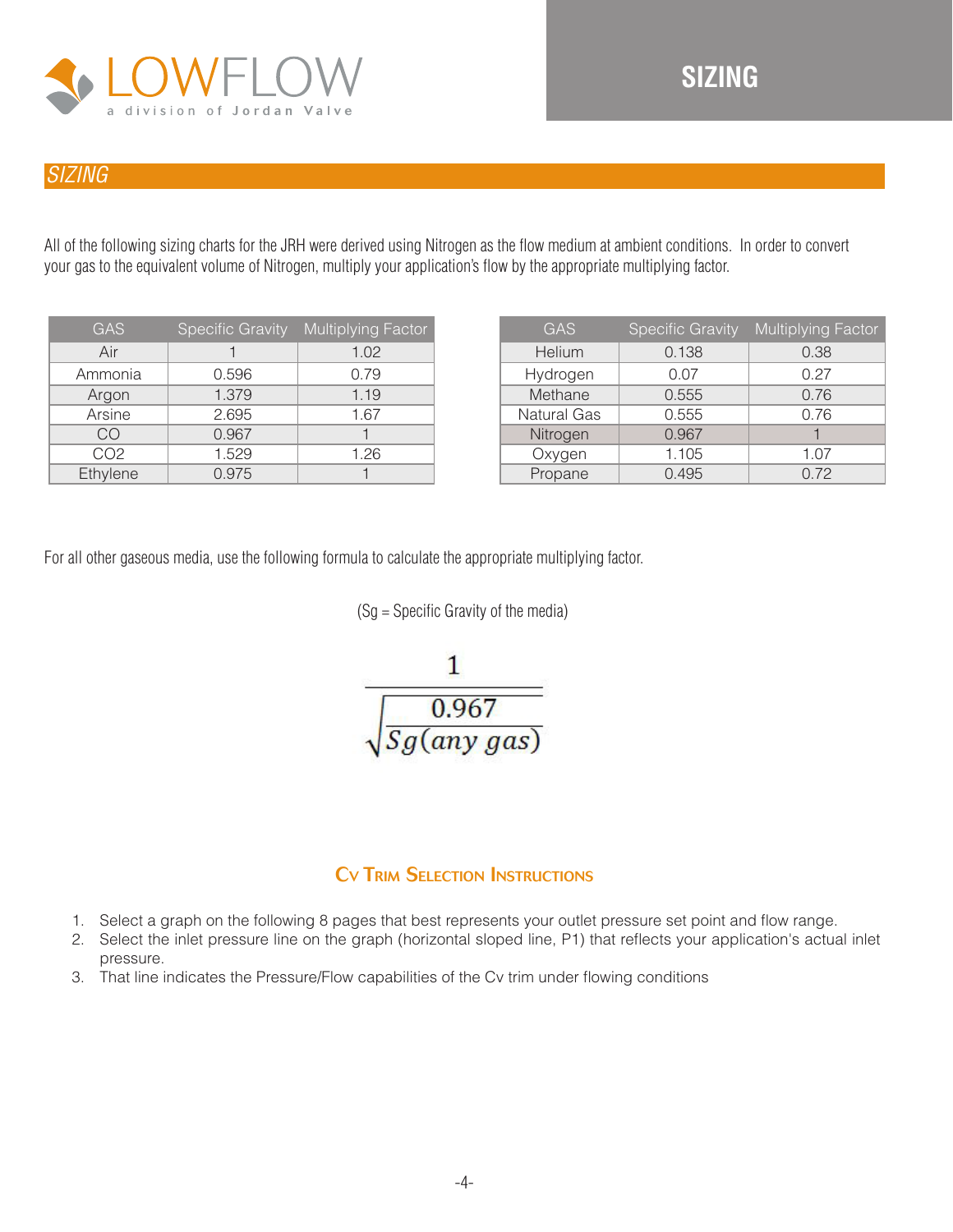# SIZING

## SIZING

All of the following sizing charts for the JRH were derived using Nitrogen as the flow medium at ambient conditions. In order to convert your gas to the equivalent volume of Nitrogen, multiply your application's flow by the appropriate multiplying factor.

| GAS | Specific Gravity | Multiplying Factor |
|---|---|---|
| Air | 1 | 1.02 |
| Ammonia | 0.596 | 0.79 |
| Argon | 1.379 | 1.19 |
| Arsine | 2.695 | 1.67 |
| CO | 0.967 | 1 |
| CO2 | 1.529 | 1.26 |
| Ethylene | 0.975 | 1 |

| GAS | Specific Gravity | Multiplying Factor |
|---|---|---|
| Helium | 0.138 | 0.38 |
| Hydrogen | 0.07 | 0.27 |
| Methane | 0.555 | 0.76 |
| Natural Gas | 0.555 | 0.76 |
| Nitrogen | 0.967 | 1 |
| Oxygen | 1.105 | 1.07 |
| Propane | 0.495 | 0.72 |

For all other gaseous media, use the following formula to calculate the appropriate multiplying factor.

(Sg = Specific Gravity of the media)

$$\frac{1}{\sqrt{\dfrac{0.967}{Sg(any\ gas)}}}$$

### Cv Trim Selection Instructions

1. Select a graph on the following 8 pages that best represents your outlet pressure set point and flow range.
2. Select the inlet pressure line on the graph (horizontal sloped line, P1) that reflects your application's actual inlet pressure.
3. That line indicates the Pressure/Flow capabilities of the Cv trim under flowing conditions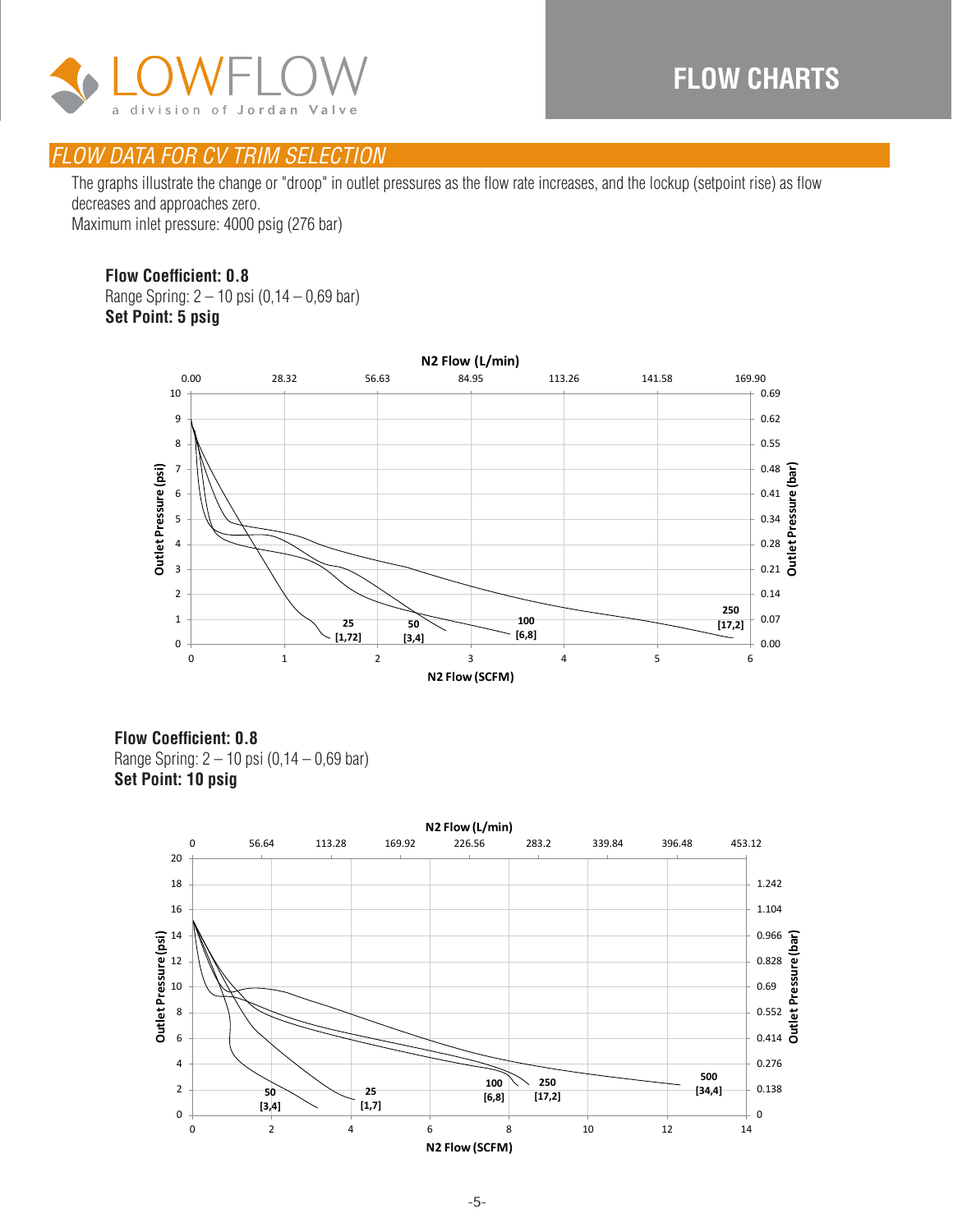# FLOW CHARTS

## FLOW DATA FOR CV TRIM SELECTION

The graphs illustrate the change or "droop" in outlet pressures as the flow rate increases, and the lockup (setpoint rise) as flow decreases and approaches zero.
Maximum inlet pressure: 4000 psig (276 bar)

**Flow Coefficient: 0.8**
Range Spring: 2 – 10 psi (0,14 – 0,69 bar)
**Set Point: 5 psig**

N2 Flow (L/min)

0.00 | 28.32 | 56.63 | 84.95 | 113.26 | 141.58 | 169.90

Outlet Pressure (psi): 0–10 | Outlet Pressure (bar): 0.00, 0.07, 0.14, 0.21, 0.28, 0.34, 0.41, 0.48, 0.55, 0.62, 0.69

Curves: 25 [1,72] | 50 [3,4] | 100 [6,8] | 250 [17,2]

N2 Flow (SCFM): 0–6

**Flow Coefficient: 0.8**
Range Spring: 2 – 10 psi (0,14 – 0,69 bar)
**Set Point: 10 psig**

N2 Flow (L/min)

0 | 56.64 | 113.28 | 169.92 | 226.56 | 283.2 | 339.84 | 396.48 | 453.12

Outlet Pressure (psi): 0–20 | Outlet Pressure (bar): 0, 0.138, 0.276, 0.414, 0.552, 0.69, 0.828, 0.966, 1.104, 1.242

Curves: 50 [3,4] | 25 [1,7] | 100 [6,8] | 250 [17,2] | 500 [34,4]

N2 Flow (SCFM): 0–14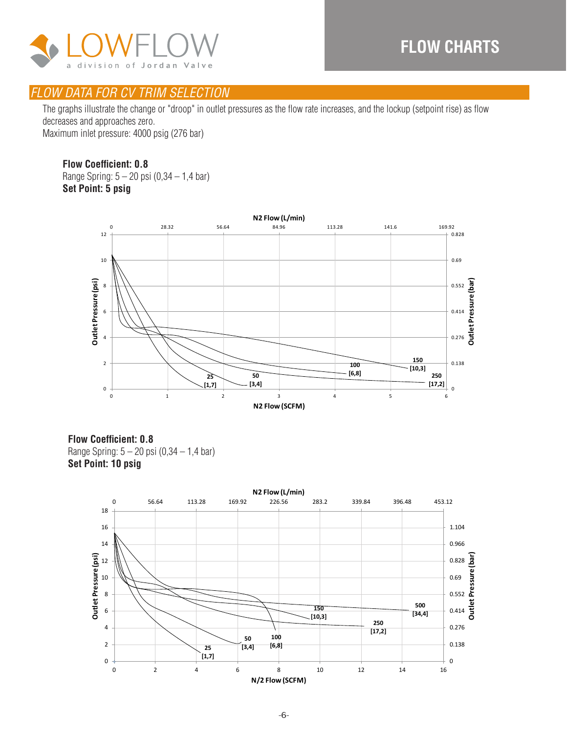## FLOW CHARTS

### FLOW DATA FOR CV TRIM SELECTION

The graphs illustrate the change or "droop" in outlet pressures as the flow rate increases, and the lockup (setpoint rise) as flow decreases and approaches zero.
Maximum inlet pressure: 4000 psig (276 bar)

**Flow Coefficient: 0.8**
Range Spring: 5 – 20 psi (0,34 – 1,4 bar)
**Set Point: 5 psig**

N2 Flow (L/min)

0 28.32 56.64 84.96 113.28 141.6 169.92

Outlet Pressure (psi) 0 2 4 6 8 10 12

Outlet Pressure (bar) 0 0.138 0.276 0.414 0.552 0.69 0.828

25 [1,7] 50 [3,4] 100 [6,8] 150 [10,3] 250 [17,2]

0 1 2 3 4 5 6

N2 Flow (SCFM)

**Flow Coefficient: 0.8**
Range Spring: 5 – 20 psi (0,34 – 1,4 bar)
**Set Point: 10 psig**

N2 Flow (L/min)

0 56.64 113.28 169.92 226.56 283.2 339.84 396.48 453.12

Outlet Pressure (psi) 0 2 4 6 8 10 12 14 16 18

Outlet Pressure (bar) 0 0.138 0.276 0.414 0.552 0.69 0.828 0.966 1.104

25 [1,7] 50 [3,4] 100 [6,8] 150 [10,3] 250 [17,2] 500 [34,4]

0 2 4 6 8 10 12 14 16

N/2 Flow (SCFM)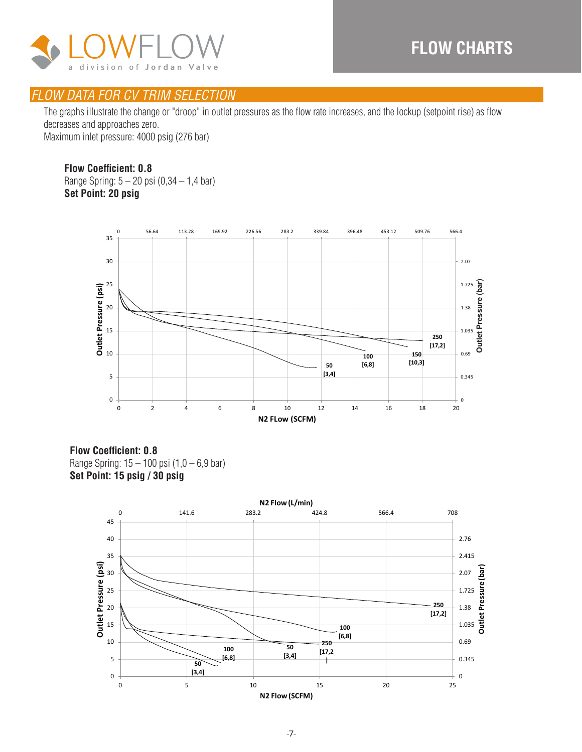# FLOW CHARTS

## FLOW DATA FOR CV TRIM SELECTION

The graphs illustrate the change or "droop" in outlet pressures as the flow rate increases, and the lockup (setpoint rise) as flow decreases and approaches zero.
Maximum inlet pressure: 4000 psig (276 bar)

**Flow Coefficient: 0.8**
Range Spring: 5 – 20 psi (0,34 – 1,4 bar)
**Set Point: 20 psig**

**Flow Coefficient: 0.8**
Range Spring: 15 – 100 psi (1,0 – 6,9 bar)
**Set Point: 15 psig / 30 psig**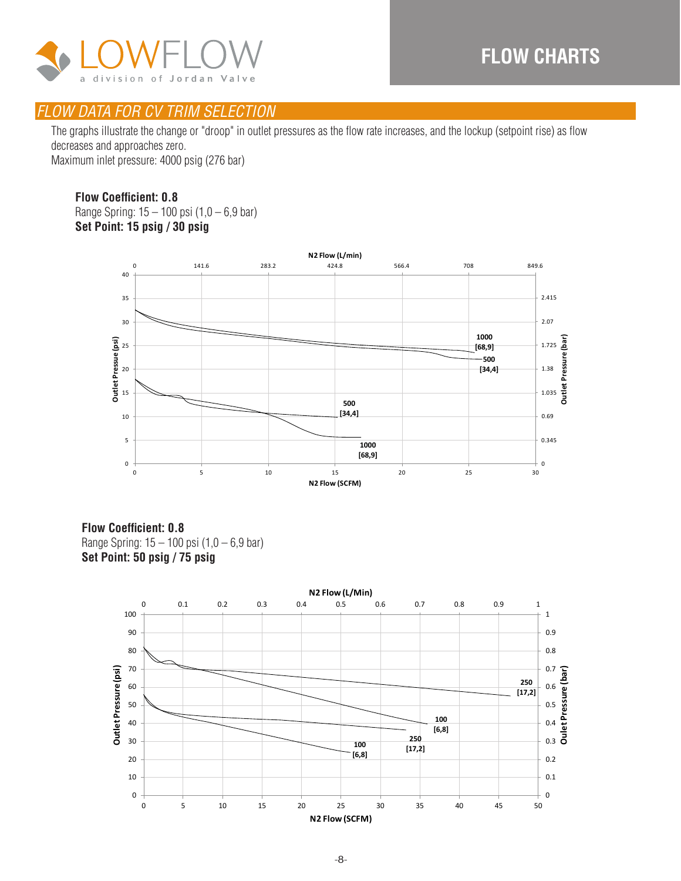# FLOW CHARTS

## FLOW DATA FOR CV TRIM SELECTION

The graphs illustrate the change or "droop" in outlet pressures as the flow rate increases, and the lockup (setpoint rise) as flow decreases and approaches zero.
Maximum inlet pressure: 4000 psig (276 bar)

**Flow Coefficient: 0.8**
Range Spring: 15 – 100 psi (1,0 – 6,9 bar)
**Set Point: 15 psig / 30 psig**

N2 Flow (L/min)
0 141.6 283.2 424.8 566.4 708 849.6

Outlet Pressue (psi)
0 5 10 15 20 25 30 35 40

Outlet Pressure (bar)
0 0.345 0.69 1.035 1.38 1.725 2.07 2.415

1000 [68,9]
500 [34,4]
500 [34,4]
1000 [68,9]

N2 Flow (SCFM)
0 5 10 15 20 25 30

**Flow Coefficient: 0.8**
Range Spring: 15 – 100 psi (1,0 – 6,9 bar)
**Set Point: 50 psig / 75 psig**

N2 Flow (L/Min)
0 0.1 0.2 0.3 0.4 0.5 0.6 0.7 0.8 0.9 1

Outlet Pressure (psi)
0 10 20 30 40 50 60 70 80 90 100

Oulet Pressure (bar)
0 0.1 0.2 0.3 0.4 0.5 0.6 0.7 0.8 0.9 1

250 [17,2]
100 [6,8]
250 [17,2]
100 [6,8]

N2 Flow (SCFM)
0 5 10 15 20 25 30 35 40 45 50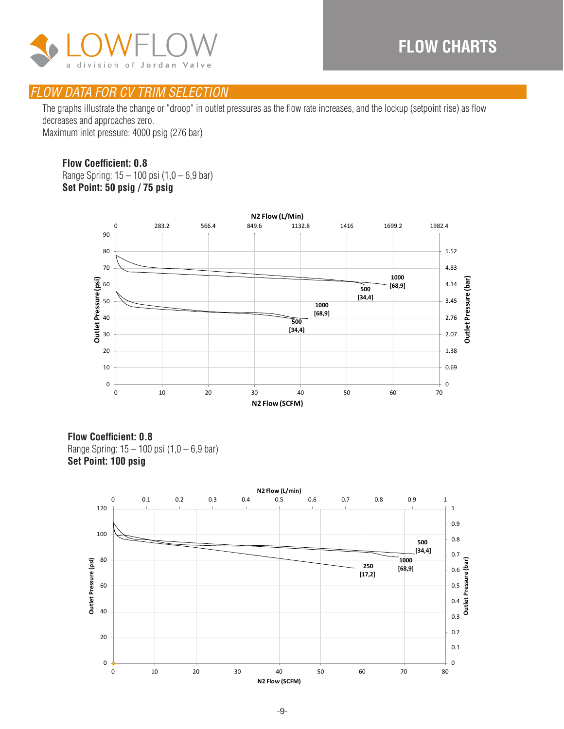# FLOW CHARTS

## FLOW DATA FOR CV TRIM SELECTION

The graphs illustrate the change or "droop" in outlet pressures as the flow rate increases, and the lockup (setpoint rise) as flow decreases and approaches zero.
Maximum inlet pressure: 4000 psig (276 bar)

**Flow Coefficient: 0.8**
Range Spring: 15 – 100 psi (1,0 – 6,9 bar)
**Set Point: 50 psig / 75 psig**

N2 Flow (L/Min)

0 | 283.2 | 566.4 | 849.6 | 1132.8 | 1416 | 1699.2 | 1982.4

Outlet Pressure (psi): 0, 10, 20, 30, 40, 50, 60, 70, 80, 90

Outlet Pressure (bar): 0, 0.69, 1.38, 2.07, 2.76, 3.45, 4.14, 4.83, 5.52

Curve labels: 1000 [68,9]; 500 [34,4]; 1000 [68,9]; 500 [34,4]

N2 Flow (SCFM): 0, 10, 20, 30, 40, 50, 60, 70

**Flow Coefficient: 0.8**
Range Spring: 15 – 100 psi (1,0 – 6,9 bar)
**Set Point: 100 psig**

N2 Flow (L/min)

0 | 0.1 | 0.2 | 0.3 | 0.4 | 0.5 | 0.6 | 0.7 | 0.8 | 0.9 | 1

Outlet Pressure (psi): 0, 20, 40, 60, 80, 100, 120

Outlet Pressure (bar): 0, 0.1, 0.2, 0.3, 0.4, 0.5, 0.6, 0.7, 0.8, 0.9, 1

Curve labels: 500 [34,4]; 1000 [68,9]; 250 [17,2]

N2 Flow (SCFM): 0, 10, 20, 30, 40, 50, 60, 70, 80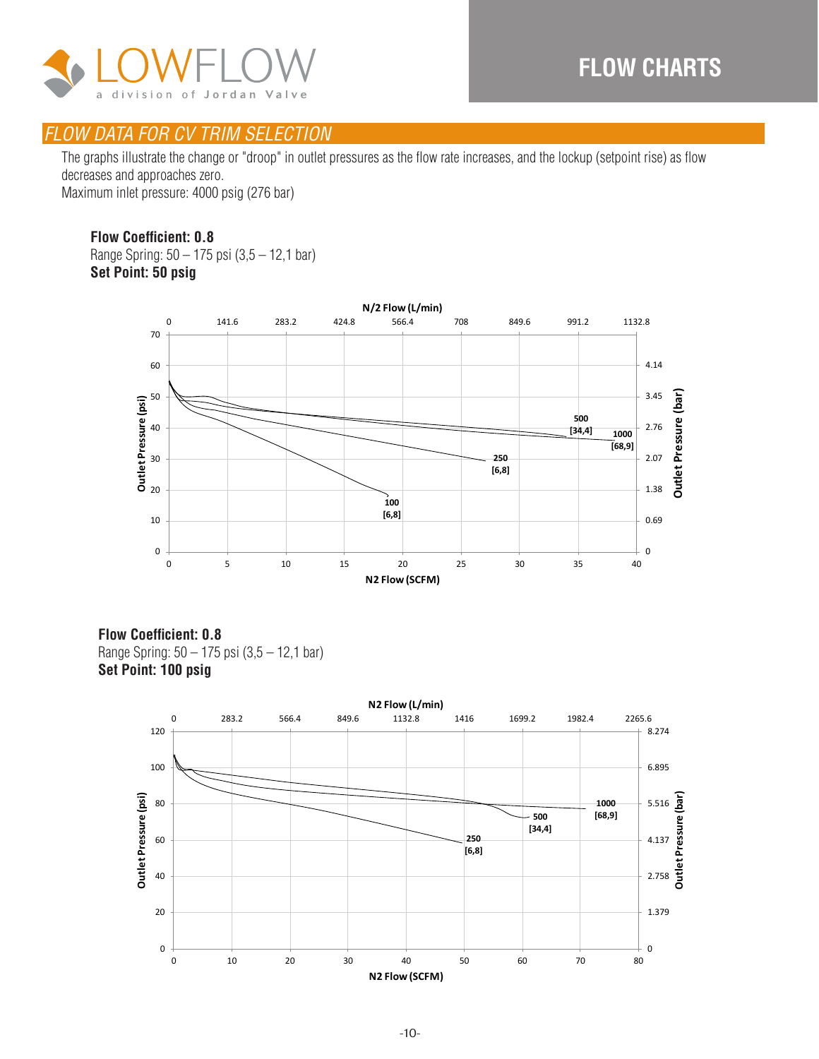# FLOW CHARTS

## FLOW DATA FOR CV TRIM SELECTION

The graphs illustrate the change or "droop" in outlet pressures as the flow rate increases, and the lockup (setpoint rise) as flow decreases and approaches zero.
Maximum inlet pressure: 4000 psig (276 bar)

**Flow Coefficient: 0.8**
Range Spring: 50 – 175 psi (3,5 – 12,1 bar)
**Set Point: 50 psig**

N/2 Flow (L/min): 0, 141.6, 283.2, 424.8, 566.4, 708, 849.6, 991.2, 1132.8

Outlet Pressure (psi): 0, 10, 20, 30, 40, 50, 60, 70

Outlet Pressure (bar): 0, 0.69, 1.38, 2.07, 2.76, 3.45, 4.14

N2 Flow (SCFM): 0, 5, 10, 15, 20, 25, 30, 35, 40

Curves: 100 [6,8]; 250 [6,8]; 500 [34,4]; 1000 [68,9]

**Flow Coefficient: 0.8**
Range Spring: 50 – 175 psi (3,5 – 12,1 bar)
**Set Point: 100 psig**

N2 Flow (L/min): 0, 283.2, 566.4, 849.6, 1132.8, 1416, 1699.2, 1982.4, 2265.6

Outlet Pressure (psi): 0, 20, 40, 60, 80, 100, 120

Outlet Pressure (bar): 0, 1.379, 2.758, 4.137, 5.516, 6.895, 8.274

N2 Flow (SCFM): 0, 10, 20, 30, 40, 50, 60, 70, 80

Curves: 250 [6,8]; 500 [34,4]; 1000 [68,9]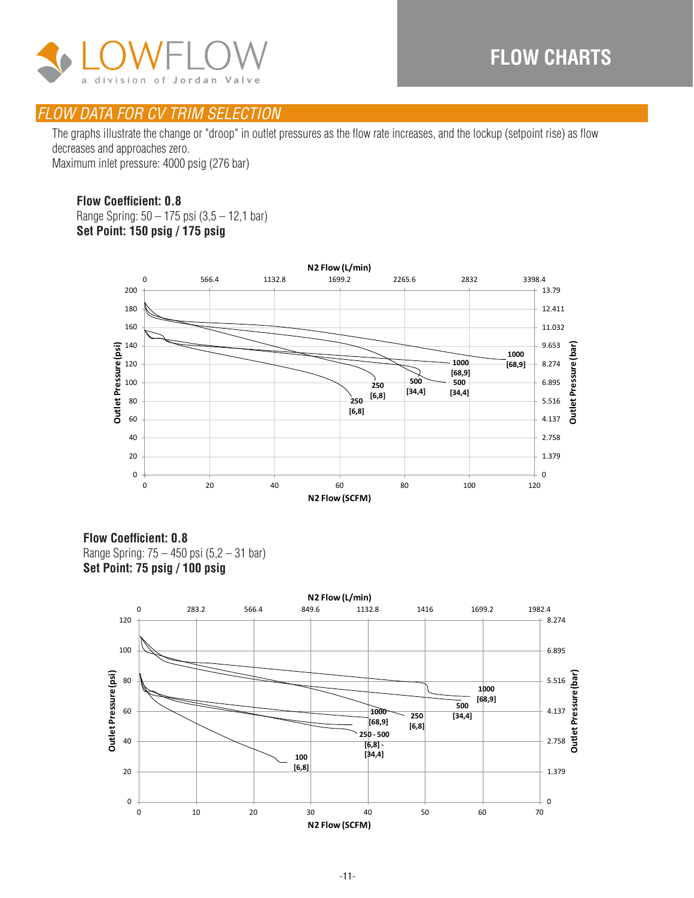# FLOW CHARTS

## FLOW DATA FOR CV TRIM SELECTION

The graphs illustrate the change or "droop" in outlet pressures as the flow rate increases, and the lockup (setpoint rise) as flow decreases and approaches zero.
Maximum inlet pressure: 4000 psig (276 bar)

**Flow Coefficient: 0.8**
Range Spring: 50 – 175 psi (3,5 – 12,1 bar)
**Set Point: 150 psig / 175 psig**

N2 Flow (L/min): 0, 566.4, 1132.8, 1699.2, 2265.6, 2832, 3398.4

Outlet Pressure (psi): 0, 20, 40, 60, 80, 100, 120, 140, 160, 180, 200

Outlet Pressure (bar): 0, 1.379, 2.758, 4.137, 5.516, 6.895, 8.274, 9.653, 11.032, 12.411, 13.79

N2 Flow (SCFM): 0, 20, 40, 60, 80, 100, 120

Curve labels: 1000 [68,9]; 1000 [68,9]; 500 [34,4]; 500 [34,4]; 250 [6,8]; 250 [6,8]

**Flow Coefficient: 0.8**
Range Spring: 75 – 450 psi (5,2 – 31 bar)
**Set Point: 75 psig / 100 psig**

N2 Flow (L/min): 0, 283.2, 566.4, 849.6, 1132.8, 1416, 1699.2, 1982.4

Outlet Pressure (psi): 0, 20, 40, 60, 80, 100, 120

Outlet Pressure (bar): 0, 1.379, 2.758, 4.137, 5.516, 6.895, 8.274

N2 Flow (SCFM): 0, 10, 20, 30, 40, 50, 60, 70

Curve labels: 1000 [68,9]; 500 [34,4]; 1000 [68,9]; 250 [6,8]; 250 - 500 [6,8] - [34,4]; 100 [6,8]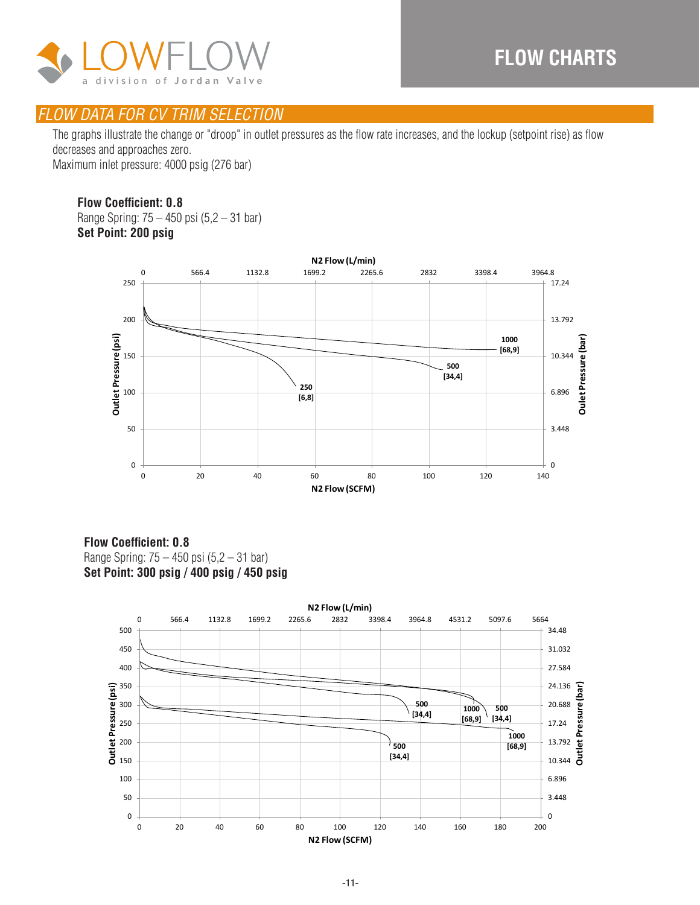# FLOW CHARTS

## FLOW DATA FOR CV TRIM SELECTION

The graphs illustrate the change or "droop" in outlet pressures as the flow rate increases, and the lockup (setpoint rise) as flow decreases and approaches zero.
Maximum inlet pressure: 4000 psig (276 bar)

**Flow Coefficient: 0.8**
Range Spring: 75 – 450 psi (5,2 – 31 bar)
**Set Point: 200 psig**

N2 Flow (L/min): 0, 566.4, 1132.8, 1699.2, 2265.6, 2832, 3398.4, 3964.8

Outlet Pressure (psi): 0, 50, 100, 150, 200, 250

Oulet Pressure (bar): 0, 3.448, 6.896, 10.344, 13.792, 17.24

N2 Flow (SCFM): 0, 20, 40, 60, 80, 100, 120, 140

Curve labels: 1000 [68,9]; 500 [34,4]; 250 [6,8]

**Flow Coefficient: 0.8**
Range Spring: 75 – 450 psi (5,2 – 31 bar)
**Set Point: 300 psig / 400 psig / 450 psig**

N2 Flow (L/min): 0, 566.4, 1132.8, 1699.2, 2265.6, 2832, 3398.4, 3964.8, 4531.2, 5097.6, 5664

Outlet Pressure (psi): 0, 50, 100, 150, 200, 250, 300, 350, 400, 450, 500

Outlet Pressure (bar): 0, 3.448, 6.896, 10.344, 13.792, 17.24, 20.688, 24.136, 27.584, 31.032, 34.48

N2 Flow (SCFM): 0, 20, 40, 60, 80, 100, 120, 140, 160, 180, 200

Curve labels: 500 [34,4]; 1000 [68,9]; 500 [34,4]; 1000 [68,9]; 500 [34,4]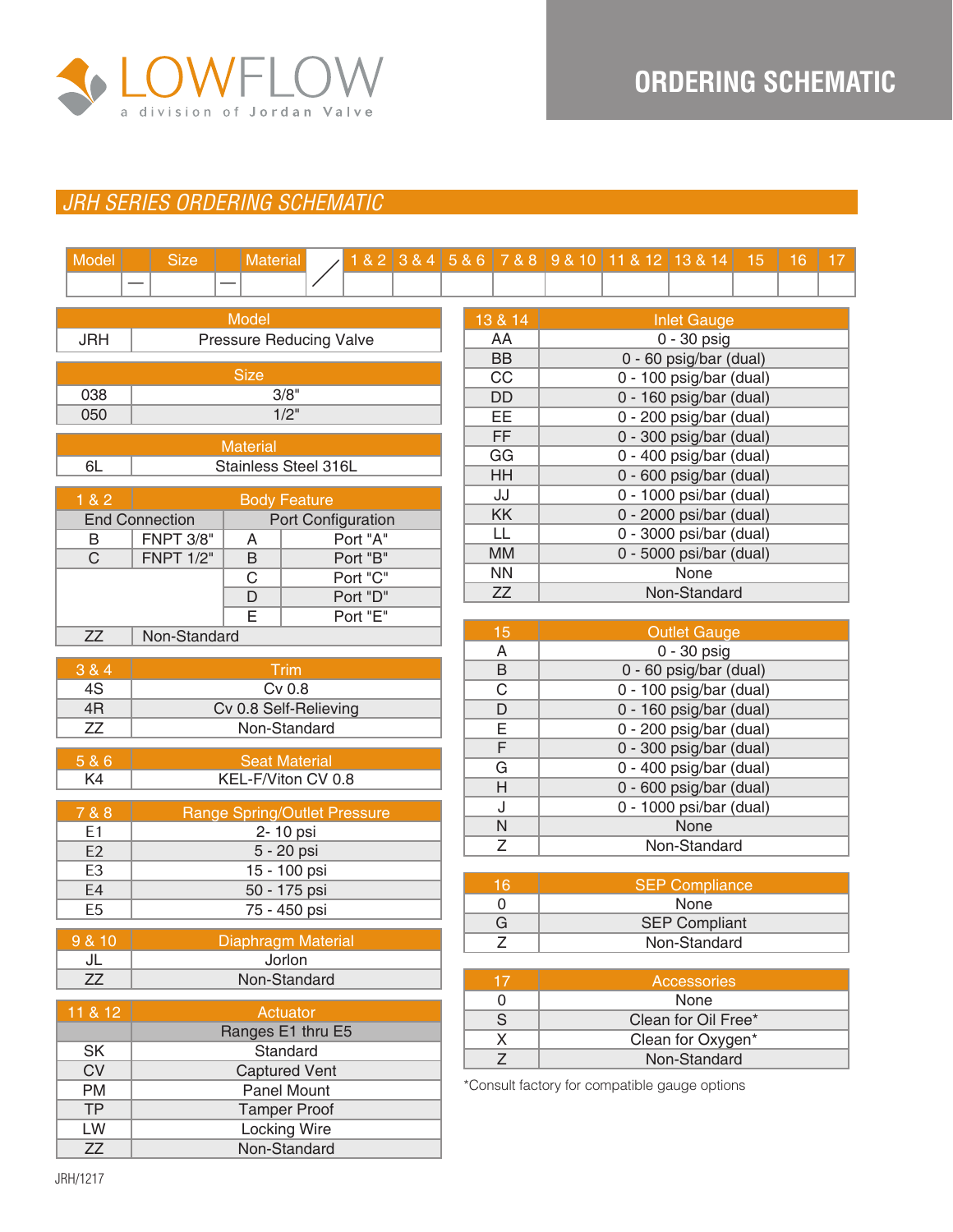# ORDERING SCHEMATIC

## JRH SERIES ORDERING SCHEMATIC

| Model | | Size | | Material | / | 1 & 2 | 3 & 4 | 5 & 6 | 7 & 8 | 9 & 10 | 11 & 12 | 13 & 14 | 15 | 16 | 17 |
|---|---|---|---|---|---|---|---|---|---|---|---|---|---|---|---|
| | — | | — | | | | | | | | | | | | |

| Model | |
|---|---|
| JRH | Pressure Reducing Valve |

| Size | |
|---|---|
| 038 | 3/8" |
| 050 | 1/2" |

| Material | |
|---|---|
| 6L | Stainless Steel 316L |

| 1 & 2 | Body Feature | | |
|---|---|---|---|
| End Connection | | Port Configuration | |
| B | FNPT 3/8" | A | Port "A" |
| C | FNPT 1/2" | B | Port "B" |
| | | C | Port "C" |
| | | D | Port "D" |
| | | E | Port "E" |
| ZZ | Non-Standard | | |

| 3 & 4 | Trim |
|---|---|
| 4S | Cv 0.8 |
| 4R | Cv 0.8 Self-Relieving |
| ZZ | Non-Standard |

| 5 & 6 | Seat Material |
|---|---|
| K4 | KEL-F/Viton CV 0.8 |

| 7 & 8 | Range Spring/Outlet Pressure |
|---|---|
| E1 | 2- 10 psi |
| E2 | 5 - 20 psi |
| E3 | 15 - 100 psi |
| E4 | 50 - 175 psi |
| E5 | 75 - 450 psi |

| 9 & 10 | Diaphragm Material |
|---|---|
| JL | Jorlon |
| ZZ | Non-Standard |

| 11 & 12 | Actuator |
|---|---|
| | Ranges E1 thru E5 |
| SK | Standard |
| CV | Captured Vent |
| PM | Panel Mount |
| TP | Tamper Proof |
| LW | Locking Wire |
| ZZ | Non-Standard |

| 13 & 14 | Inlet Gauge |
|---|---|
| AA | 0 - 30 psig |
| BB | 0 - 60 psig/bar (dual) |
| CC | 0 - 100 psig/bar (dual) |
| DD | 0 - 160 psig/bar (dual) |
| EE | 0 - 200 psig/bar (dual) |
| FF | 0 - 300 psig/bar (dual) |
| GG | 0 - 400 psig/bar (dual) |
| HH | 0 - 600 psig/bar (dual) |
| JJ | 0 - 1000 psi/bar (dual) |
| KK | 0 - 2000 psi/bar (dual) |
| LL | 0 - 3000 psi/bar (dual) |
| MM | 0 - 5000 psi/bar (dual) |
| NN | None |
| ZZ | Non-Standard |

| 15 | Outlet Gauge |
|---|---|
| A | 0 - 30 psig |
| B | 0 - 60 psig/bar (dual) |
| C | 0 - 100 psig/bar (dual) |
| D | 0 - 160 psig/bar (dual) |
| E | 0 - 200 psig/bar (dual) |
| F | 0 - 300 psig/bar (dual) |
| G | 0 - 400 psig/bar (dual) |
| H | 0 - 600 psig/bar (dual) |
| J | 0 - 1000 psi/bar (dual) |
| N | None |
| Z | Non-Standard |

| 16 | SEP Compliance |
|---|---|
| 0 | None |
| G | SEP Compliant |
| Z | Non-Standard |

| 17 | Accessories |
|---|---|
| 0 | None |
| S | Clean for Oil Free* |
| X | Clean for Oxygen* |
| Z | Non-Standard |

*Consult factory for compatible gauge options

JRH/1217